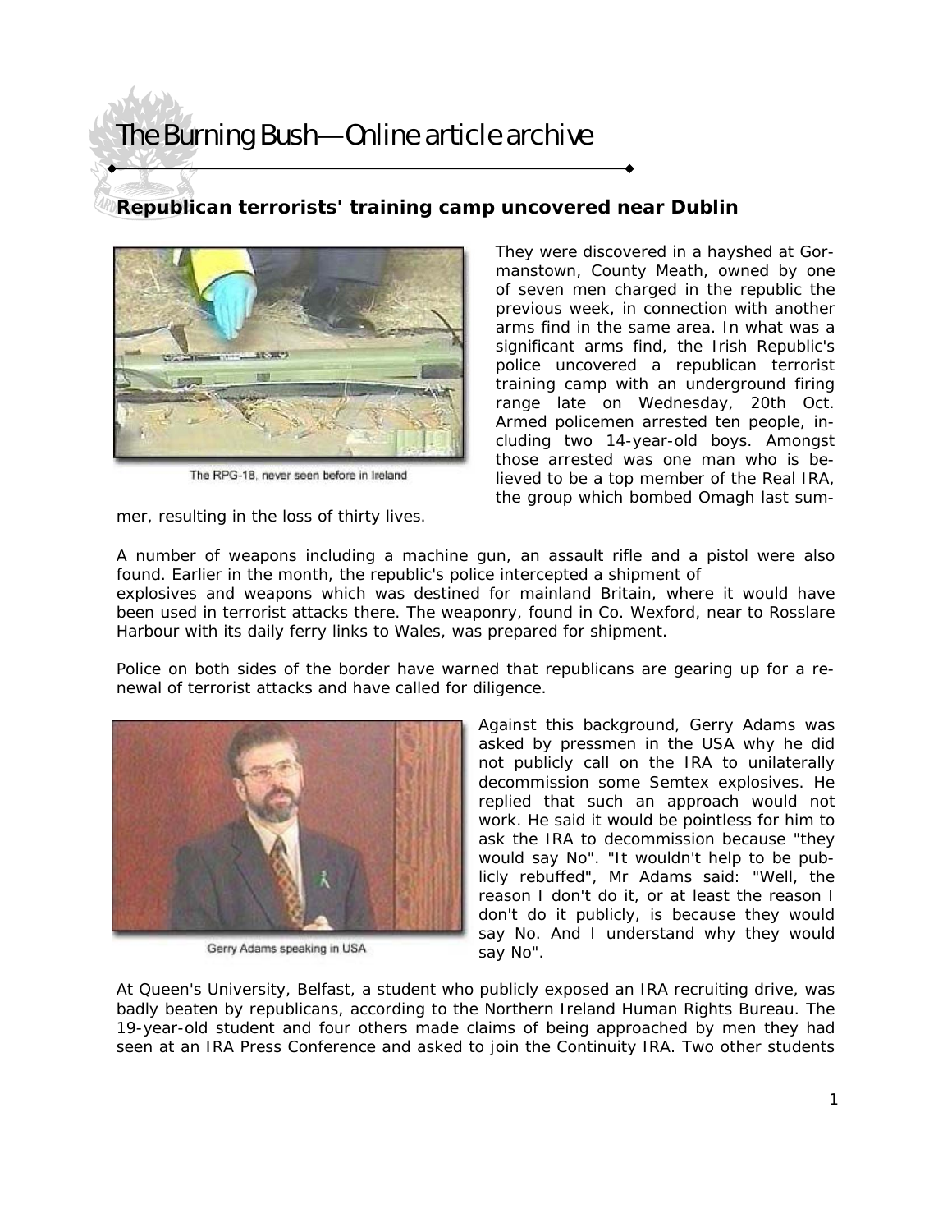# Republican terrorists' training camp uncovered near Dublin

The RPG-18, never seen before in Ireland

They were discovered in a hayshed at Gormanstown, County Meath, owned by one of seven men charged in the republic the previous week, in connection with another arms find in the same area. In what was a significant arms find, the Irish Republic's police uncovered a republican terrorist training camp with an underground firing range late on Wednesday, 20th Oct. Armed policemen arrested ten people, including two 14-year-old boys. Amongst those arrested was one man who is believed to be a top member of the Real IRA, the group which bombed Omagh last summer, resulting in the loss of thirty lives.

A number of weapons including a machine gun, an assault rifle and a pistol were also found. Earlier in the month, the republic's police intercepted a shipment of explosives and weapons which was destined for mainland Britain, where it would have been used in terrorist attacks there. The weaponry, found in Co. Wexford, near to Rosslare Harbour with its daily ferry links to Wales, was prepared for shipment.

Police on both sides of the border have warned that republicans are gearing up for a renewal of terrorist attacks and have called for diligence.

Gerry Adams speaking in USA

Against this background, Gerry Adams was asked by pressmen in the USA why he did not publicly call on the IRA to unilaterally decommission some Semtex explosives. He replied that such an approach would not work. He said it would be pointless for him to ask the IRA to decommission because "they would say No". "It wouldn't help to be publicly rebuffed", Mr Adams said: "Well, the reason I don't do it, or at least the reason I don't do it publicly, is because they would say No. And I understand why they would say No".

At Queen's University, Belfast, a student who publicly exposed an IRA recruiting drive, was badly beaten by republicans, according to the Northern Ireland Human Rights Bureau. The 19-year-old student and four others made claims of being approached by men they had seen at an IRA Press Conference and asked to join the Continuity IRA. Two other students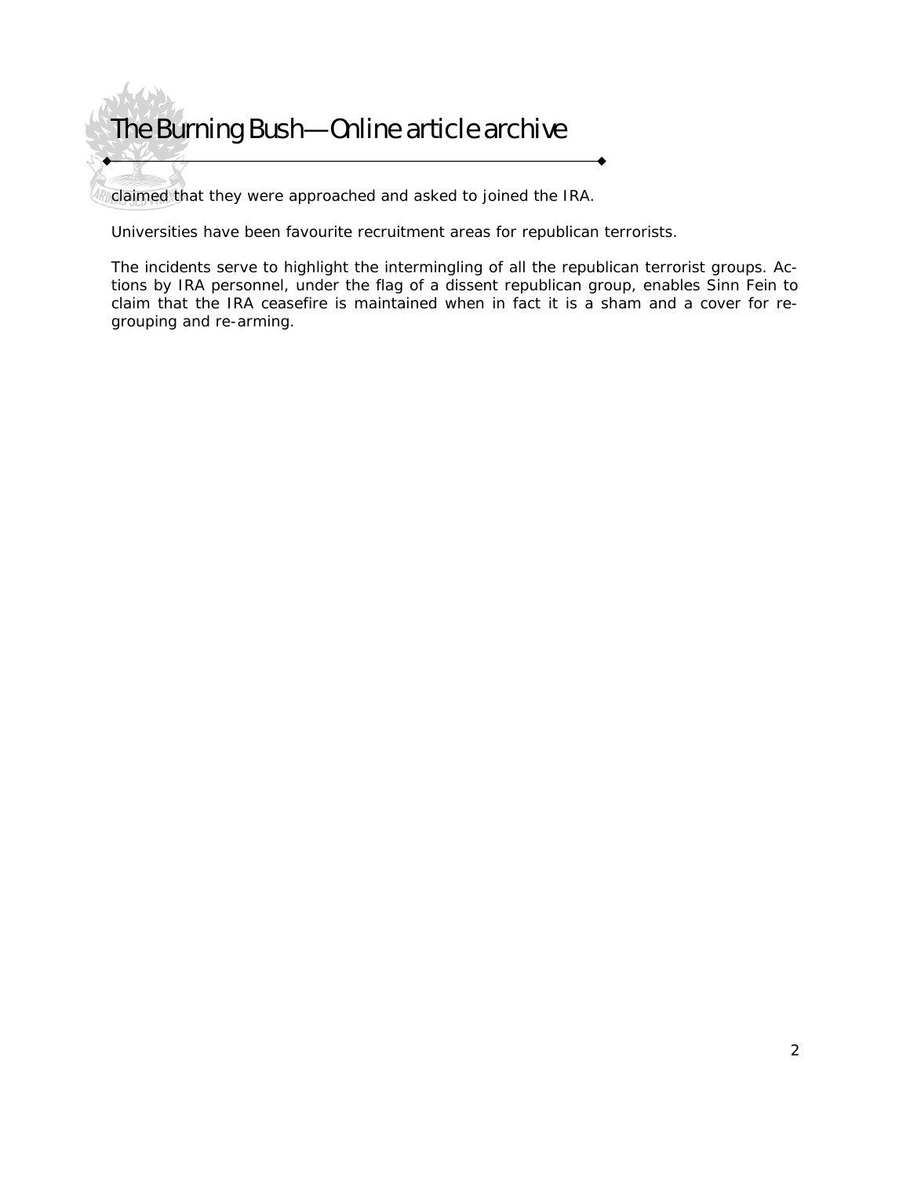claimed that they were approached and asked to joined the IRA.

Universities have been favourite recruitment areas for republican terrorists.

The incidents serve to highlight the intermingling of all the republican terrorist groups. Actions by IRA personnel, under the flag of a dissent republican group, enables Sinn Fein to claim that the IRA ceasefire is maintained when in fact it is a sham and a cover for re-grouping and re-arming.